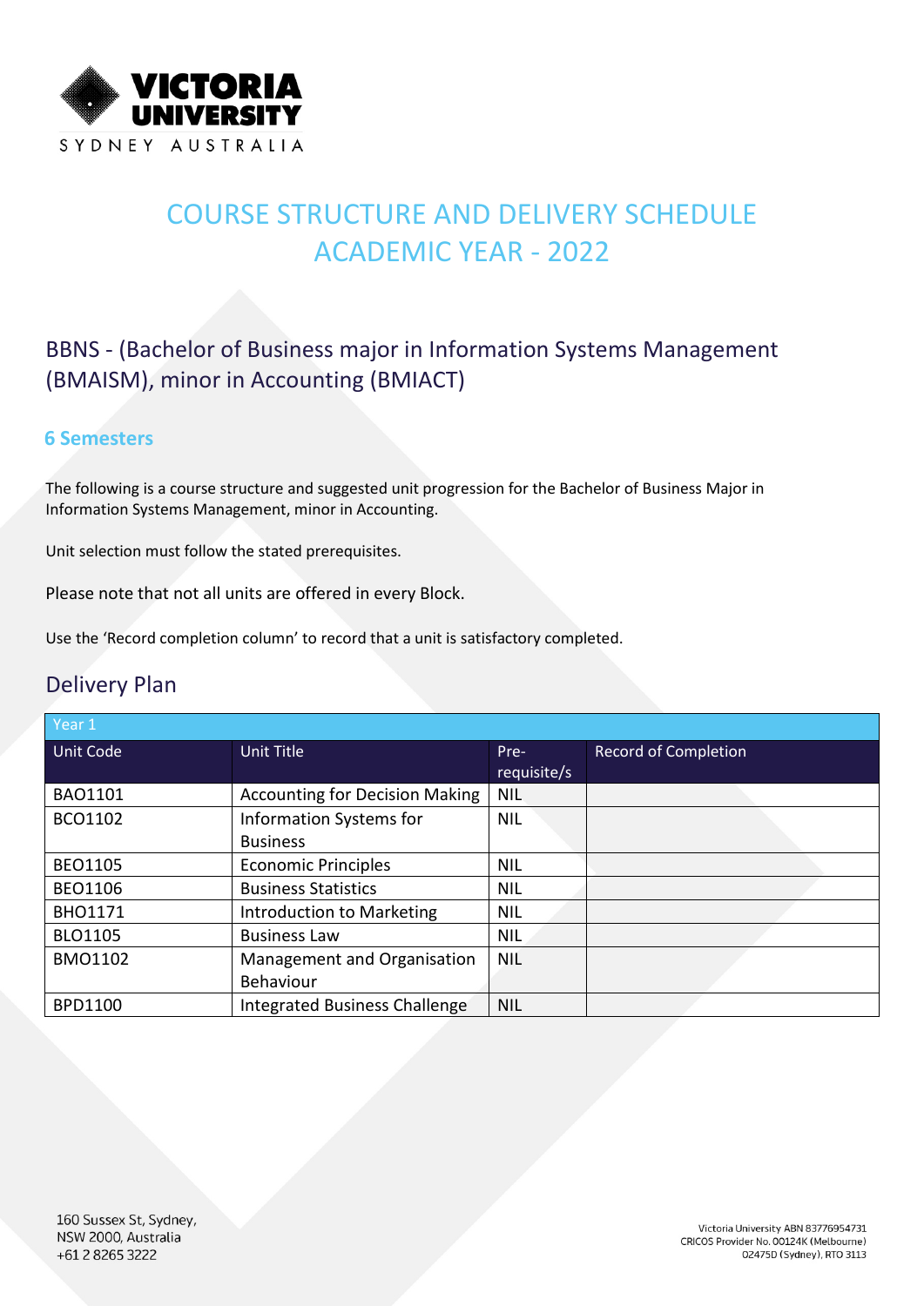# COURSE STRUCTURE AND DELIVERY SCHEDULE ACADEMIC YEAR - 2022

## BBNS - (Bachelor of Business major in Information Systems Management (BMAISM), minor in Accounting (BMIACT)

### 6 Semesters

The following is a course structure and suggested unit progression for the Bachelor of Business Major in Information Systems Management, minor in Accounting.

Unit selection must follow the stated prerequisites.

Please note that not all units are offered in every Block.

Use the 'Record completion column' to record that a unit is satisfactory completed.

## Delivery Plan

| Year 1 | | | |
|---|---|---|---|
| Unit Code | Unit Title | Pre-requisite/s | Record of Completion |
| BAO1101 | Accounting for Decision Making | NIL | |
| BCO1102 | Information Systems for Business | NIL | |
| BEO1105 | Economic Principles | NIL | |
| BEO1106 | Business Statistics | NIL | |
| BHO1171 | Introduction to Marketing | NIL | |
| BLO1105 | Business Law | NIL | |
| BMO1102 | Management and Organisation Behaviour | NIL | |
| BPD1100 | Integrated Business Challenge | NIL | |

160 Sussex St, Sydney, NSW 2000, Australia
+61 2 8265 3222

Victoria University ABN 83776954731
CRICOS Provider No. 00124K (Melbourne) 02475D (Sydney), RTO 3113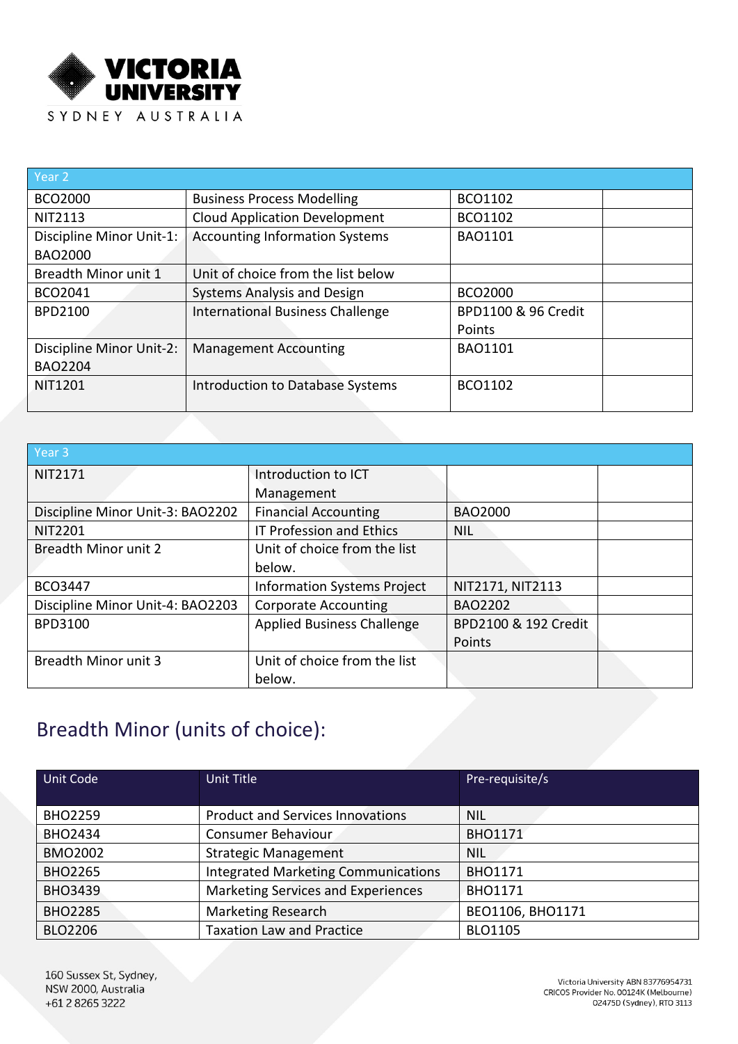| Year 2 | | | |
|---|---|---|---|
| BCO2000 | Business Process Modelling | BCO1102 | |
| NIT2113 | Cloud Application Development | BCO1102 | |
| Discipline Minor Unit-1: BAO2000 | Accounting Information Systems | BAO1101 | |
| Breadth Minor unit 1 | Unit of choice from the list below | | |
| BCO2041 | Systems Analysis and Design | BCO2000 | |
| BPD2100 | International Business Challenge | BPD1100 & 96 Credit Points | |
| Discipline Minor Unit-2: BAO2204 | Management Accounting | BAO1101 | |
| NIT1201 | Introduction to Database Systems | BCO1102 | |

| Year 3 | | | |
|---|---|---|---|
| NIT2171 | Introduction to ICT Management | | |
| Discipline Minor Unit-3: BAO2202 | Financial Accounting | BAO2000 | |
| NIT2201 | IT Profession and Ethics | NIL | |
| Breadth Minor unit 2 | Unit of choice from the list below. | | |
| BCO3447 | Information Systems Project | NIT2171, NIT2113 | |
| Discipline Minor Unit-4: BAO2203 | Corporate Accounting | BAO2202 | |
| BPD3100 | Applied Business Challenge | BPD2100 & 192 Credit Points | |
| Breadth Minor unit 3 | Unit of choice from the list below. | | |

## Breadth Minor (units of choice):

| Unit Code | Unit Title | Pre-requisite/s |
|---|---|---|
| BHO2259 | Product and Services Innovations | NIL |
| BHO2434 | Consumer Behaviour | BHO1171 |
| BMO2002 | Strategic Management | NIL |
| BHO2265 | Integrated Marketing Communications | BHO1171 |
| BHO3439 | Marketing Services and Experiences | BHO1171 |
| BHO2285 | Marketing Research | BEO1106, BHO1171 |
| BLO2206 | Taxation Law and Practice | BLO1105 |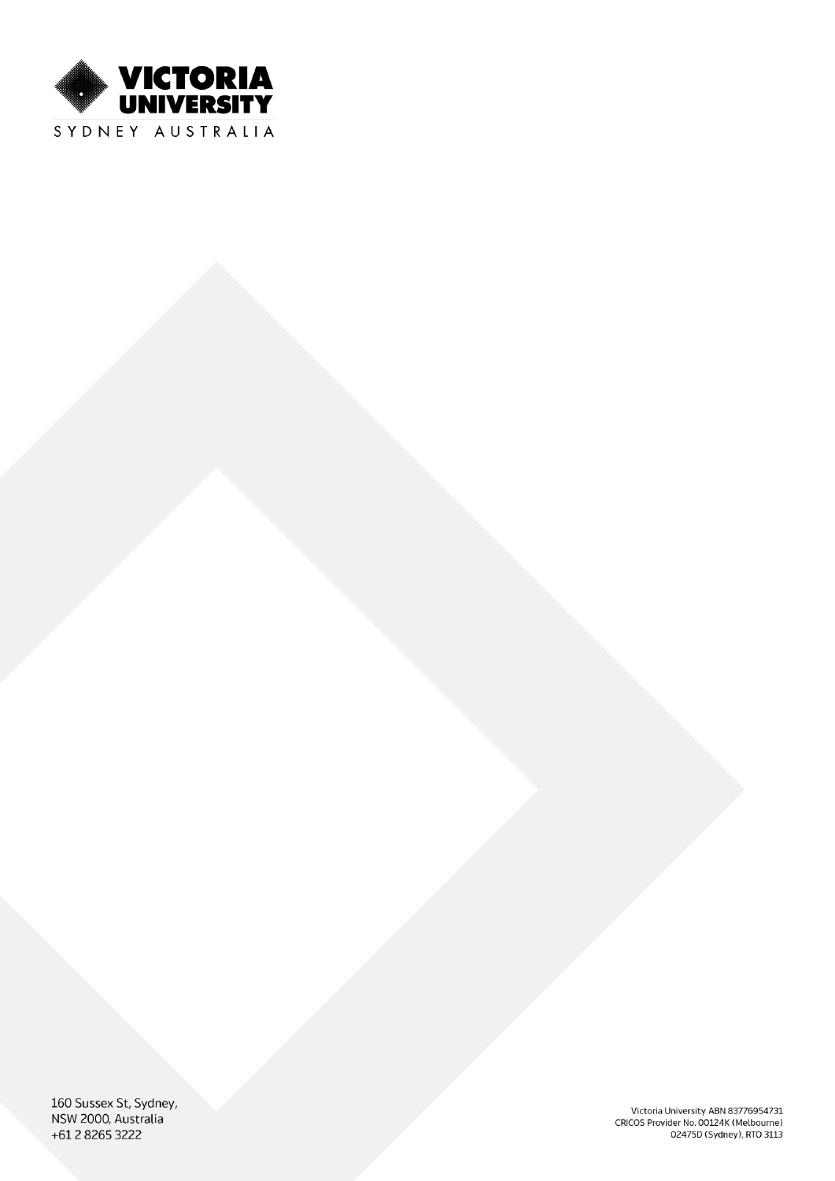VICTORIA UNIVERSITY

SYDNEY AUSTRALIA

160 Sussex St, Sydney,
NSW 2000, Australia
+61 2 8265 3222

Victoria University ABN 83776954731
CRICOS Provider No. 00124K (Melbourne)
02475D (Sydney), RTO 3113